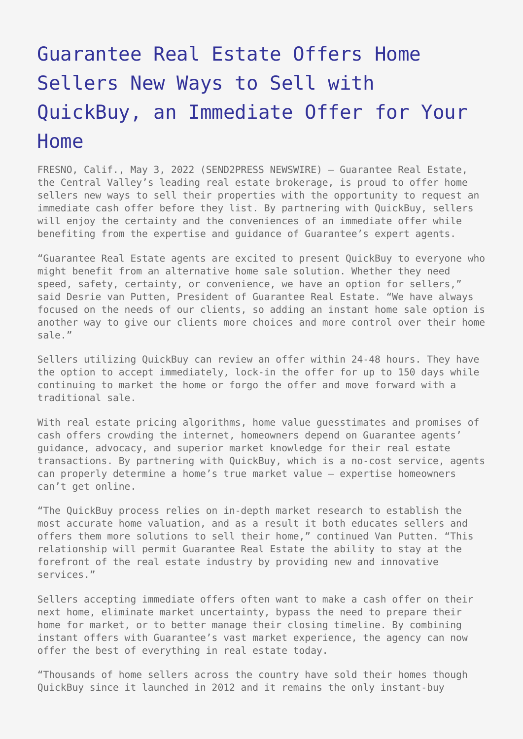# Guarantee Real Estate Offers Home Sellers New Ways to Sell with QuickBuy, an Immediate Offer for Your Home

FRESNO, Calif., May 3, 2022 (SEND2PRESS NEWSWIRE) — Guarantee Real Estate, the Central Valley's leading real estate brokerage, is proud to offer home sellers new ways to sell their properties with the opportunity to request an immediate cash offer before they list. By partnering with QuickBuy, sellers will enjoy the certainty and the conveniences of an immediate offer while benefiting from the expertise and guidance of Guarantee's expert agents.

"Guarantee Real Estate agents are excited to present QuickBuy to everyone who might benefit from an alternative home sale solution. Whether they need speed, safety, certainty, or convenience, we have an option for sellers," said Desrie van Putten, President of Guarantee Real Estate. "We have always focused on the needs of our clients, so adding an instant home sale option is another way to give our clients more choices and more control over their home sale."

Sellers utilizing QuickBuy can review an offer within 24-48 hours. They have the option to accept immediately, lock-in the offer for up to 150 days while continuing to market the home or forgo the offer and move forward with a traditional sale.

With real estate pricing algorithms, home value guesstimates and promises of cash offers crowding the internet, homeowners depend on Guarantee agents' guidance, advocacy, and superior market knowledge for their real estate transactions. By partnering with QuickBuy, which is a no-cost service, agents can properly determine a home's true market value — expertise homeowners can't get online.

"The QuickBuy process relies on in-depth market research to establish the most accurate home valuation, and as a result it both educates sellers and offers them more solutions to sell their home," continued Van Putten. "This relationship will permit Guarantee Real Estate the ability to stay at the forefront of the real estate industry by providing new and innovative services."

Sellers accepting immediate offers often want to make a cash offer on their next home, eliminate market uncertainty, bypass the need to prepare their home for market, or to better manage their closing timeline. By combining instant offers with Guarantee's vast market experience, the agency can now offer the best of everything in real estate today.

"Thousands of home sellers across the country have sold their homes though QuickBuy since it launched in 2012 and it remains the only instant-buy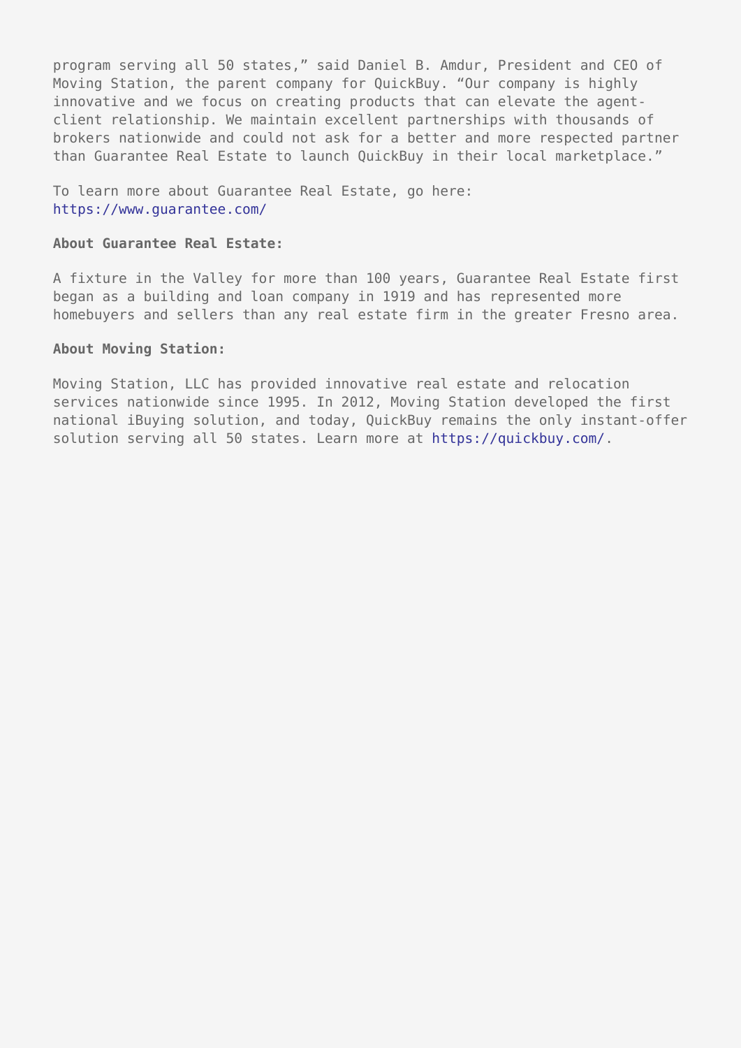program serving all 50 states," said Daniel B. Amdur, President and CEO of Moving Station, the parent company for QuickBuy. "Our company is highly innovative and we focus on creating products that can elevate the agent-client relationship. We maintain excellent partnerships with thousands of brokers nationwide and could not ask for a better and more respected partner than Guarantee Real Estate to launch QuickBuy in their local marketplace."

To learn more about Guarantee Real Estate, go here: https://www.guarantee.com/

**About Guarantee Real Estate:**

A fixture in the Valley for more than 100 years, Guarantee Real Estate first began as a building and loan company in 1919 and has represented more homebuyers and sellers than any real estate firm in the greater Fresno area.

**About Moving Station:**

Moving Station, LLC has provided innovative real estate and relocation services nationwide since 1995. In 2012, Moving Station developed the first national iBuying solution, and today, QuickBuy remains the only instant-offer solution serving all 50 states. Learn more at https://quickbuy.com/.